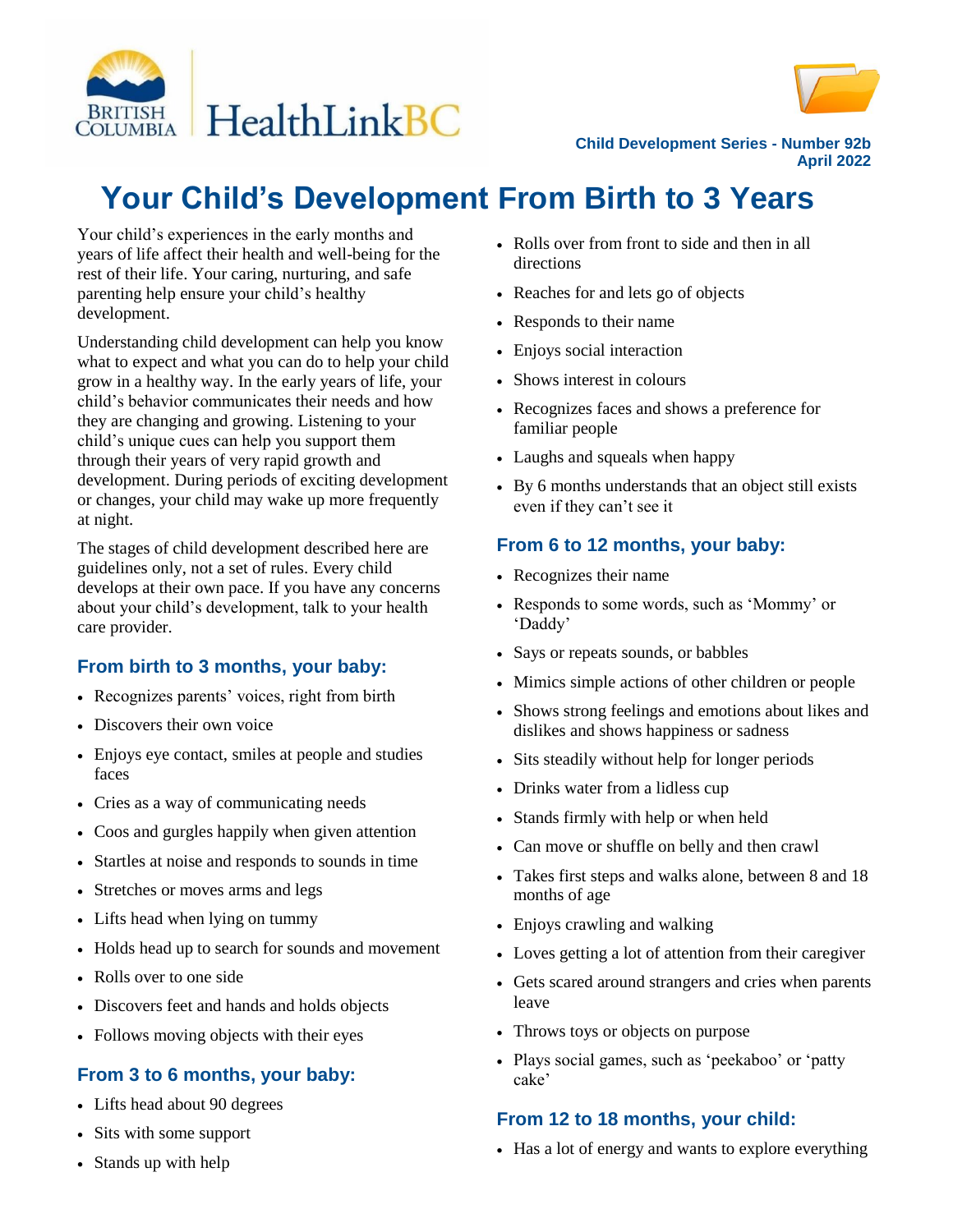Child Development Series - Number 92b
April 2022

# Your Child's Development From Birth to 3 Years

Your child's experiences in the early months and years of life affect their health and well-being for the rest of their life. Your caring, nurturing, and safe parenting help ensure your child's healthy development.

Understanding child development can help you know what to expect and what you can do to help your child grow in a healthy way. In the early years of life, your child's behavior communicates their needs and how they are changing and growing. Listening to your child's unique cues can help you support them through their years of very rapid growth and development. During periods of exciting development or changes, your child may wake up more frequently at night.

The stages of child development described here are guidelines only, not a set of rules. Every child develops at their own pace. If you have any concerns about your child's development, talk to your health care provider.

## From birth to 3 months, your baby:

- Recognizes parents' voices, right from birth
- Discovers their own voice
- Enjoys eye contact, smiles at people and studies faces
- Cries as a way of communicating needs
- Coos and gurgles happily when given attention
- Startles at noise and responds to sounds in time
- Stretches or moves arms and legs
- Lifts head when lying on tummy
- Holds head up to search for sounds and movement
- Rolls over to one side
- Discovers feet and hands and holds objects
- Follows moving objects with their eyes

## From 3 to 6 months, your baby:

- Lifts head about 90 degrees
- Sits with some support
- Stands up with help
- Rolls over from front to side and then in all directions
- Reaches for and lets go of objects
- Responds to their name
- Enjoys social interaction
- Shows interest in colours
- Recognizes faces and shows a preference for familiar people
- Laughs and squeals when happy
- By 6 months understands that an object still exists even if they can't see it

## From 6 to 12 months, your baby:

- Recognizes their name
- Responds to some words, such as 'Mommy' or 'Daddy'
- Says or repeats sounds, or babbles
- Mimics simple actions of other children or people
- Shows strong feelings and emotions about likes and dislikes and shows happiness or sadness
- Sits steadily without help for longer periods
- Drinks water from a lidless cup
- Stands firmly with help or when held
- Can move or shuffle on belly and then crawl
- Takes first steps and walks alone, between 8 and 18 months of age
- Enjoys crawling and walking
- Loves getting a lot of attention from their caregiver
- Gets scared around strangers and cries when parents leave
- Throws toys or objects on purpose
- Plays social games, such as 'peekaboo' or 'patty cake'

## From 12 to 18 months, your child:

- Has a lot of energy and wants to explore everything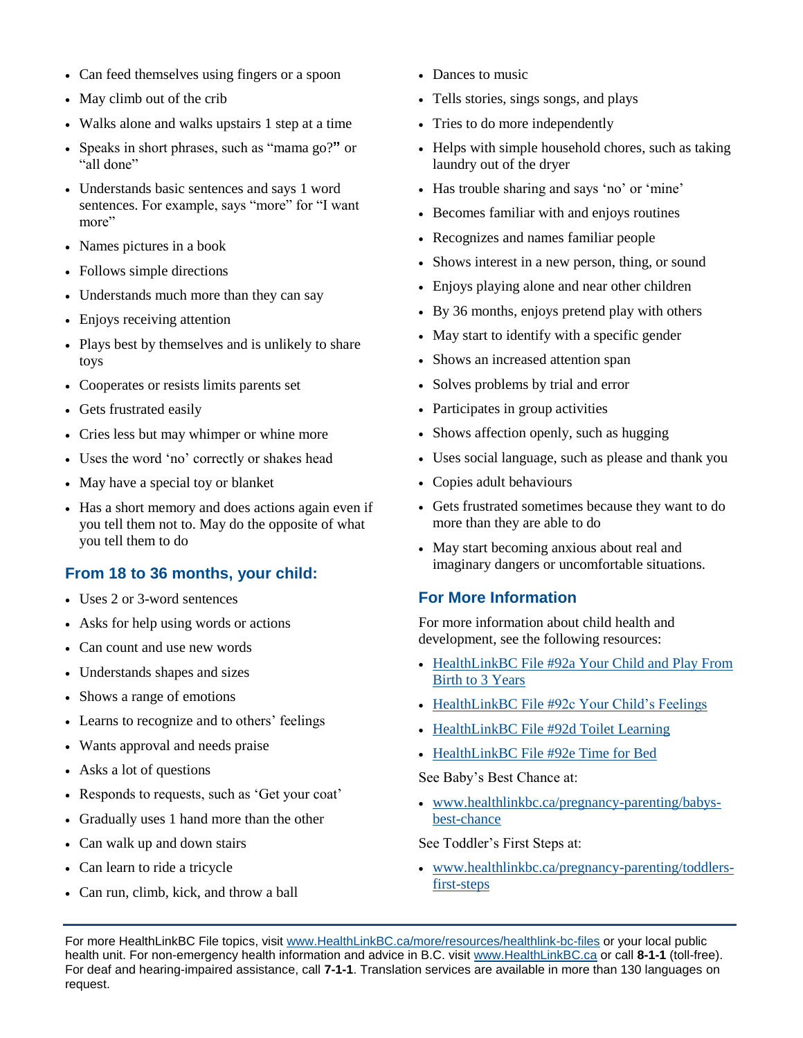- Can feed themselves using fingers or a spoon
- May climb out of the crib
- Walks alone and walks upstairs 1 step at a time
- Speaks in short phrases, such as "mama go?" or "all done"
- Understands basic sentences and says 1 word sentences. For example, says "more" for "I want more"
- Names pictures in a book
- Follows simple directions
- Understands much more than they can say
- Enjoys receiving attention
- Plays best by themselves and is unlikely to share toys
- Cooperates or resists limits parents set
- Gets frustrated easily
- Cries less but may whimper or whine more
- Uses the word 'no' correctly or shakes head
- May have a special toy or blanket
- Has a short memory and does actions again even if you tell them not to. May do the opposite of what you tell them to do

### From 18 to 36 months, your child:

- Uses 2 or 3-word sentences
- Asks for help using words or actions
- Can count and use new words
- Understands shapes and sizes
- Shows a range of emotions
- Learns to recognize and to others' feelings
- Wants approval and needs praise
- Asks a lot of questions
- Responds to requests, such as 'Get your coat'
- Gradually uses 1 hand more than the other
- Can walk up and down stairs
- Can learn to ride a tricycle
- Can run, climb, kick, and throw a ball
- Dances to music
- Tells stories, sings songs, and plays
- Tries to do more independently
- Helps with simple household chores, such as taking laundry out of the dryer
- Has trouble sharing and says 'no' or 'mine'
- Becomes familiar with and enjoys routines
- Recognizes and names familiar people
- Shows interest in a new person, thing, or sound
- Enjoys playing alone and near other children
- By 36 months, enjoys pretend play with others
- May start to identify with a specific gender
- Shows an increased attention span
- Solves problems by trial and error
- Participates in group activities
- Shows affection openly, such as hugging
- Uses social language, such as please and thank you
- Copies adult behaviours
- Gets frustrated sometimes because they want to do more than they are able to do
- May start becoming anxious about real and imaginary dangers or uncomfortable situations.

### For More Information

For more information about child health and development, see the following resources:

- HealthLinkBC File #92a Your Child and Play From Birth to 3 Years
- HealthLinkBC File #92c Your Child's Feelings
- HealthLinkBC File #92d Toilet Learning
- HealthLinkBC File #92e Time for Bed

See Baby's Best Chance at:

- www.healthlinkbc.ca/pregnancy-parenting/babys-best-chance

See Toddler's First Steps at:

- www.healthlinkbc.ca/pregnancy-parenting/toddlers-first-steps

---

For more HealthLinkBC File topics, visit www.HealthLinkBC.ca/more/resources/healthlink-bc-files or your local public health unit. For non-emergency health information and advice in B.C. visit www.HealthLinkBC.ca or call **8-1-1** (toll-free). For deaf and hearing-impaired assistance, call **7-1-1**. Translation services are available in more than 130 languages on request.